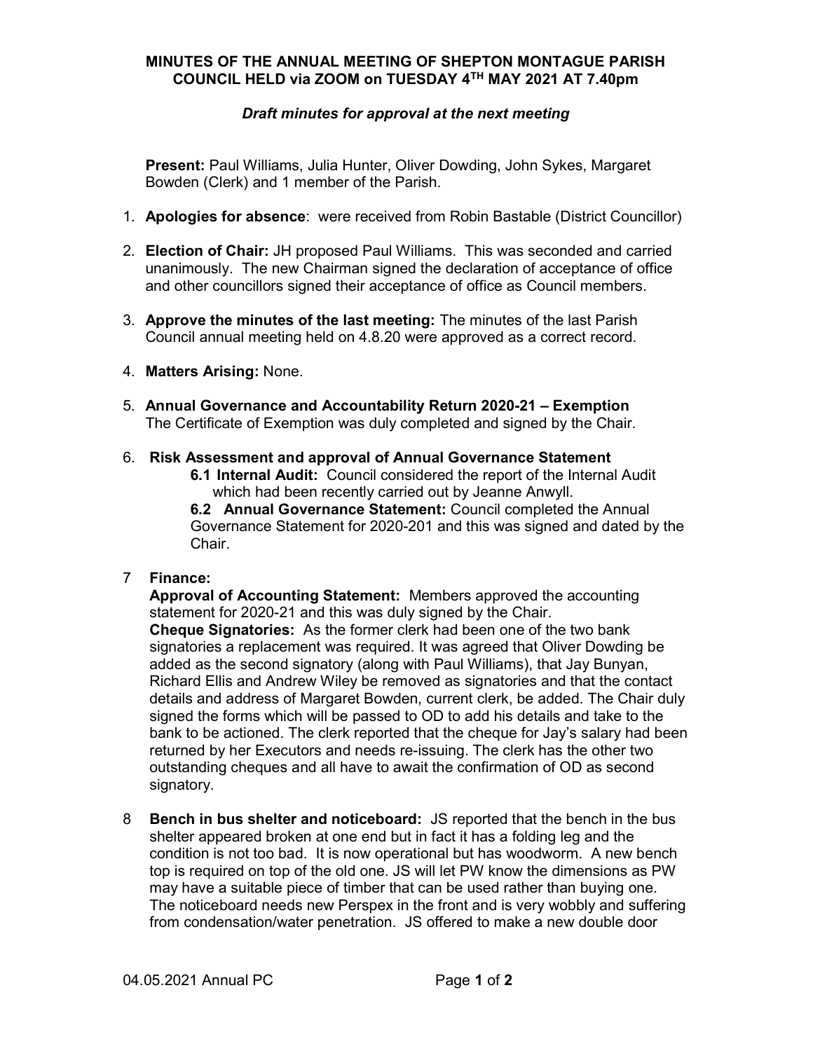# MINUTES OF THE ANNUAL MEETING OF SHEPTON MONTAGUE PARISH COUNCIL HELD via ZOOM on TUESDAY 4TH MAY 2021 AT 7.40pm

***Draft minutes for approval at the next meeting***

**Present:** Paul Williams, Julia Hunter, Oliver Dowding, John Sykes, Margaret Bowden (Clerk) and 1 member of the Parish.

1. **Apologies for absence**: were received from Robin Bastable (District Councillor)

2. **Election of Chair:** JH proposed Paul Williams. This was seconded and carried unanimously. The new Chairman signed the declaration of acceptance of office and other councillors signed their acceptance of office as Council members.

3. **Approve the minutes of the last meeting:** The minutes of the last Parish Council annual meeting held on 4.8.20 were approved as a correct record.

4. **Matters Arising:** None.

5. **Annual Governance and Accountability Return 2020-21 – Exemption**
   The Certificate of Exemption was duly completed and signed by the Chair.

6. **Risk Assessment and approval of Annual Governance Statement**
   **6.1 Internal Audit:** Council considered the report of the Internal Audit which had been recently carried out by Jeanne Anwyll.
   **6.2 Annual Governance Statement:** Council completed the Annual Governance Statement for 2020-201 and this was signed and dated by the Chair.

7 **Finance:**
   **Approval of Accounting Statement:** Members approved the accounting statement for 2020-21 and this was duly signed by the Chair.
   **Cheque Signatories:** As the former clerk had been one of the two bank signatories a replacement was required. It was agreed that Oliver Dowding be added as the second signatory (along with Paul Williams), that Jay Bunyan, Richard Ellis and Andrew Wiley be removed as signatories and that the contact details and address of Margaret Bowden, current clerk, be added. The Chair duly signed the forms which will be passed to OD to add his details and take to the bank to be actioned. The clerk reported that the cheque for Jay's salary had been returned by her Executors and needs re-issuing. The clerk has the other two outstanding cheques and all have to await the confirmation of OD as second signatory.

8 **Bench in bus shelter and noticeboard:** JS reported that the bench in the bus shelter appeared broken at one end but in fact it has a folding leg and the condition is not too bad. It is now operational but has woodworm. A new bench top is required on top of the old one. JS will let PW know the dimensions as PW may have a suitable piece of timber that can be used rather than buying one. The noticeboard needs new Perspex in the front and is very wobbly and suffering from condensation/water penetration. JS offered to make a new double door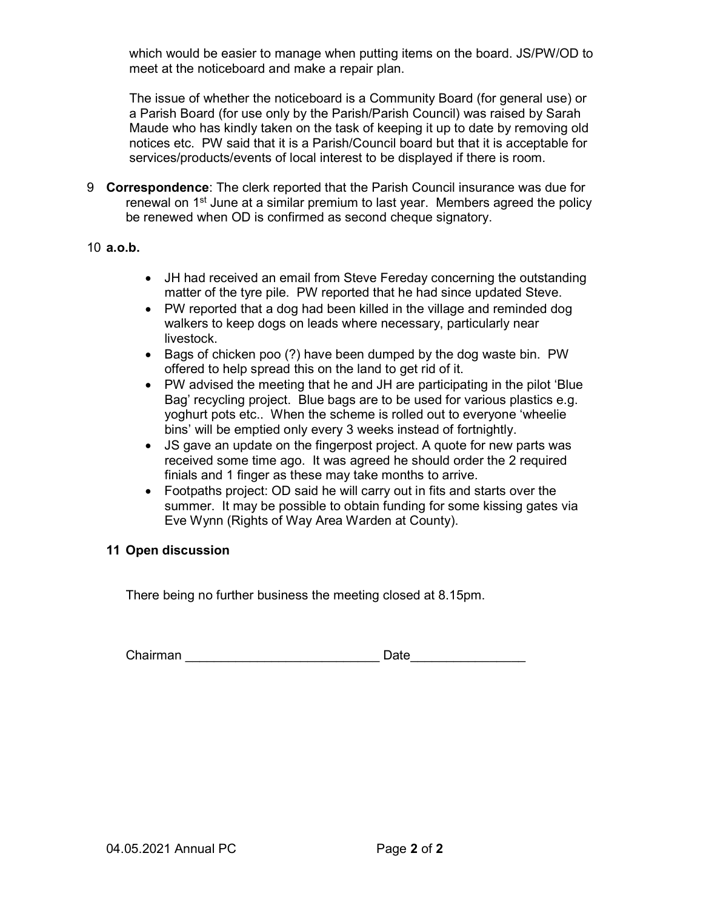which would be easier to manage when putting items on the board. JS/PW/OD to meet at the noticeboard and make a repair plan.

The issue of whether the noticeboard is a Community Board (for general use) or a Parish Board (for use only by the Parish/Parish Council) was raised by Sarah Maude who has kindly taken on the task of keeping it up to date by removing old notices etc. PW said that it is a Parish/Council board but that it is acceptable for services/products/events of local interest to be displayed if there is room.

9 **Correspondence**: The clerk reported that the Parish Council insurance was due for renewal on 1st June at a similar premium to last year. Members agreed the policy be renewed when OD is confirmed as second cheque signatory.

10 **a.o.b.**

- JH had received an email from Steve Fereday concerning the outstanding matter of the tyre pile. PW reported that he had since updated Steve.
- PW reported that a dog had been killed in the village and reminded dog walkers to keep dogs on leads where necessary, particularly near livestock.
- Bags of chicken poo (?) have been dumped by the dog waste bin. PW offered to help spread this on the land to get rid of it.
- PW advised the meeting that he and JH are participating in the pilot 'Blue Bag' recycling project. Blue bags are to be used for various plastics e.g. yoghurt pots etc.. When the scheme is rolled out to everyone 'wheelie bins' will be emptied only every 3 weeks instead of fortnightly.
- JS gave an update on the fingerpost project. A quote for new parts was received some time ago. It was agreed he should order the 2 required finials and 1 finger as these may take months to arrive.
- Footpaths project: OD said he will carry out in fits and starts over the summer. It may be possible to obtain funding for some kissing gates via Eve Wynn (Rights of Way Area Warden at County).

**11 Open discussion**

There being no further business the meeting closed at 8.15pm.

Chairman ___________________________ Date________________